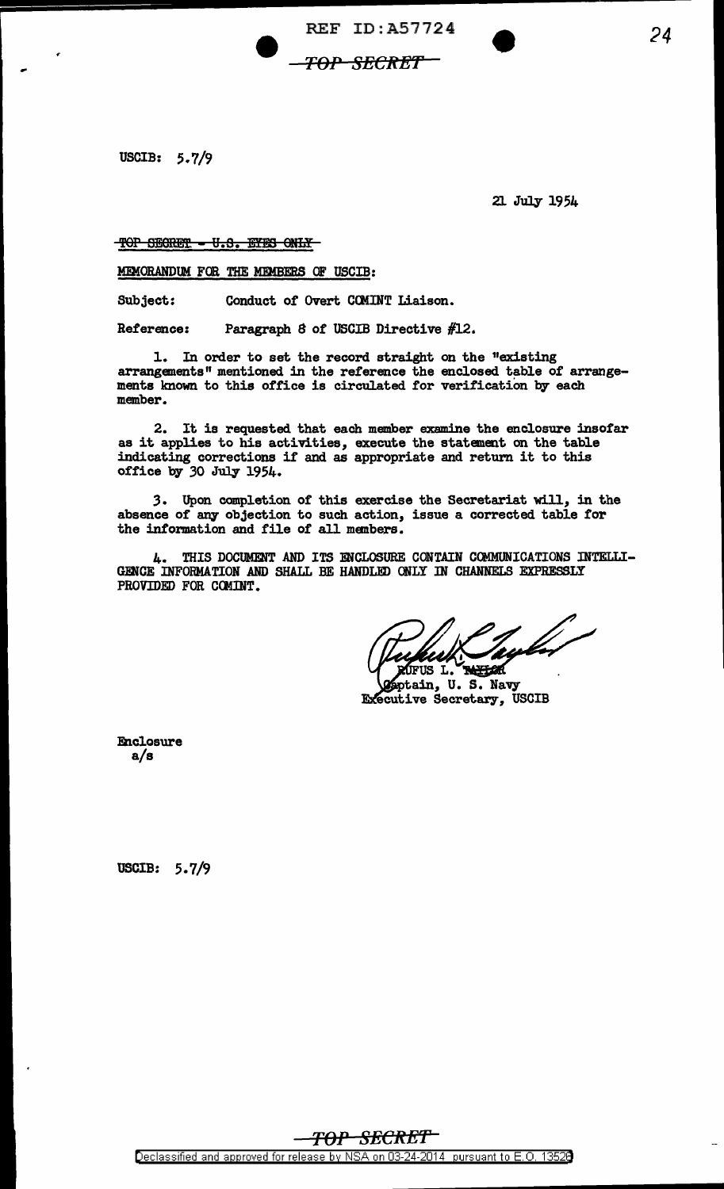USCIB: 5.7/9

21 July 1954

~~TOP SECRET - U.S. EYES ONLY~~

MEMORANDUM FOR THE MEMBERS OF USCIB:

Subject: Conduct of Overt COMINT Liaison.

Reference: Paragraph 8 of USCIB Directive #12.

1. In order to set the record straight on the "existing arrangements" mentioned in the reference the enclosed table of arrangements known to this office is circulated for verification by each member.

2. It is requested that each member examine the enclosure insofar as it applies to his activities, execute the statement on the table indicating corrections if and as appropriate and return it to this office by 30 July 1954.

3. Upon completion of this exercise the Secretariat will, in the absence of any objection to such action, issue a corrected table for the information and file of all members.

4. THIS DOCUMENT AND ITS ENCLOSURE CONTAIN COMMUNICATIONS INTELLIGENCE INFORMATION AND SHALL BE HANDLED ONLY IN CHANNELS EXPRESSLY PROVIDED FOR COMINT.

RUFUS L. TAYLOR
Captain, U. S. Navy
Executive Secretary, USCIB

Enclosure
a/s

USCIB: 5.7/9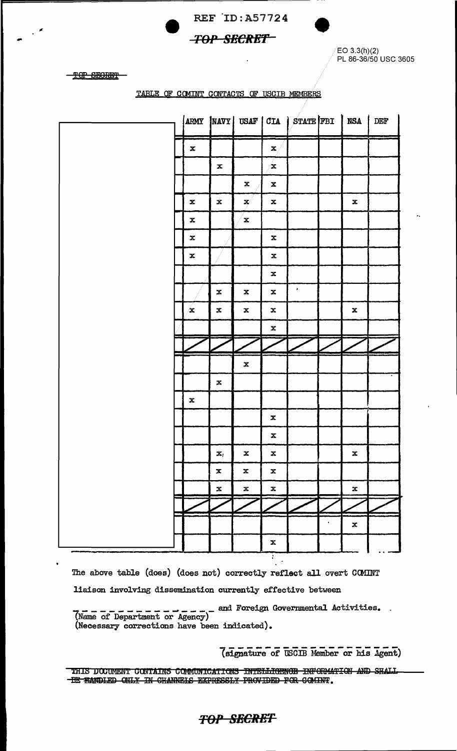REF ID:A57724

TOP SECRET

EO 3.3(h)(2)
PL 86-36/50 USC 3605

TOP SECRET

TABLE OF COMINT CONTACTS OF USCIB MEMBERS

| | ARMY | NAVY | USAF | CIA | STATE | FBI | NSA | DEF |
|---|---|---|---|---|---|---|---|---|
| | x | | | x | | | | |
| | | x | | x | | | | |
| | | | x | x | | | | |
| | x | x | x | x | | | x | |
| | x | | x | | | | | |
| | x | | | x | | | | |
| | x | | | x | | | | |
| | | | | x | | | | |
| | | x | x | x | | | | |
| | x | x | x | x | | | x | |
| | | | | x | | | | |
| | | | | | | | | |
| | | | x | | | | | |
| | | x | | | | | | |
| | x | | | | | | | |
| | | | | x | | | | |
| | | | | x | | | | |
| | | x | x | x | | | x | |
| | | x | x | x | | | | |
| | | x | x | x | | | x | |
| | | | | | | | | |
| | | | | | | | x | |
| | | | | x | | | | |

The above table (does) (does not) correctly reflect all overt COMINT liaison involving dissemination currently effective between

\_\_\_\_\_\_\_\_\_\_\_\_\_\_\_ and Foreign Governmental Activities.
(Name of Department or Agency)
(Necessary corrections have been indicated).

\_\_\_\_\_\_\_\_\_\_\_\_\_\_\_\_\_\_\_
(signature of USCIB Member or his Agent)

~~THIS DOCUMENT CONTAINS COMMUNICATIONS INTELLIGENCE INFORMATION AND SHALL BE HANDLED ONLY IN CHANNELS EXPRESSLY PROVIDED FOR COMINT.~~

TOP SECRET